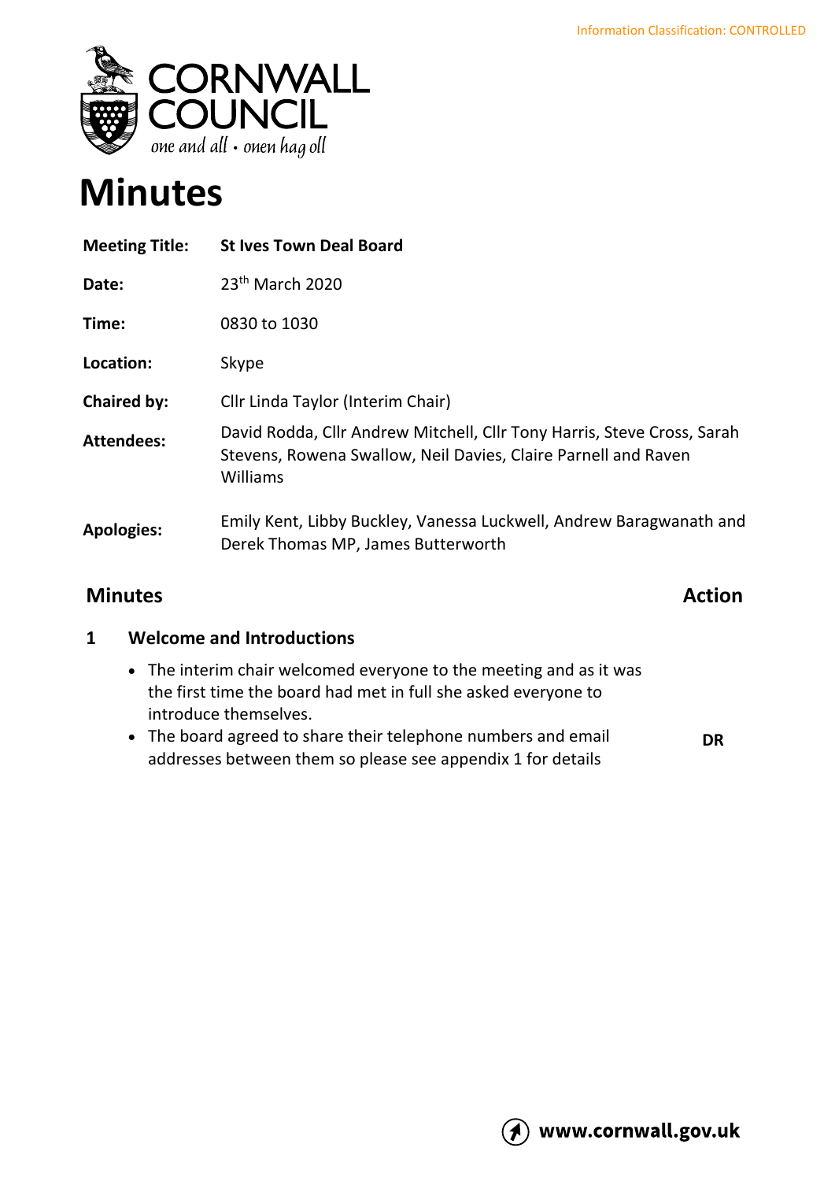Information Classification: CONTROLLED

CORNWALL COUNCIL
*one and all • onen hag oll*

# Minutes

| | |
|---|---|
| **Meeting Title:** | **St Ives Town Deal Board** |
| **Date:** | 23th March 2020 |
| **Time:** | 0830 to 1030 |
| **Location:** | Skype |
| **Chaired by:** | Cllr Linda Taylor (Interim Chair) |
| **Attendees:** | David Rodda, Cllr Andrew Mitchell, Cllr Tony Harris, Steve Cross, Sarah Stevens, Rowena Swallow, Neil Davies, Claire Parnell and Raven Williams |
| **Apologies:** | Emily Kent, Libby Buckley, Vanessa Luckwell, Andrew Baragwanath and Derek Thomas MP, James Butterworth |

## Minutes — Action

### 1 Welcome and Introductions

- The interim chair welcomed everyone to the meeting and as it was the first time the board had met in full she asked everyone to introduce themselves.
- The board agreed to share their telephone numbers and email addresses between them so please see appendix 1 for details — **DR**

www.cornwall.gov.uk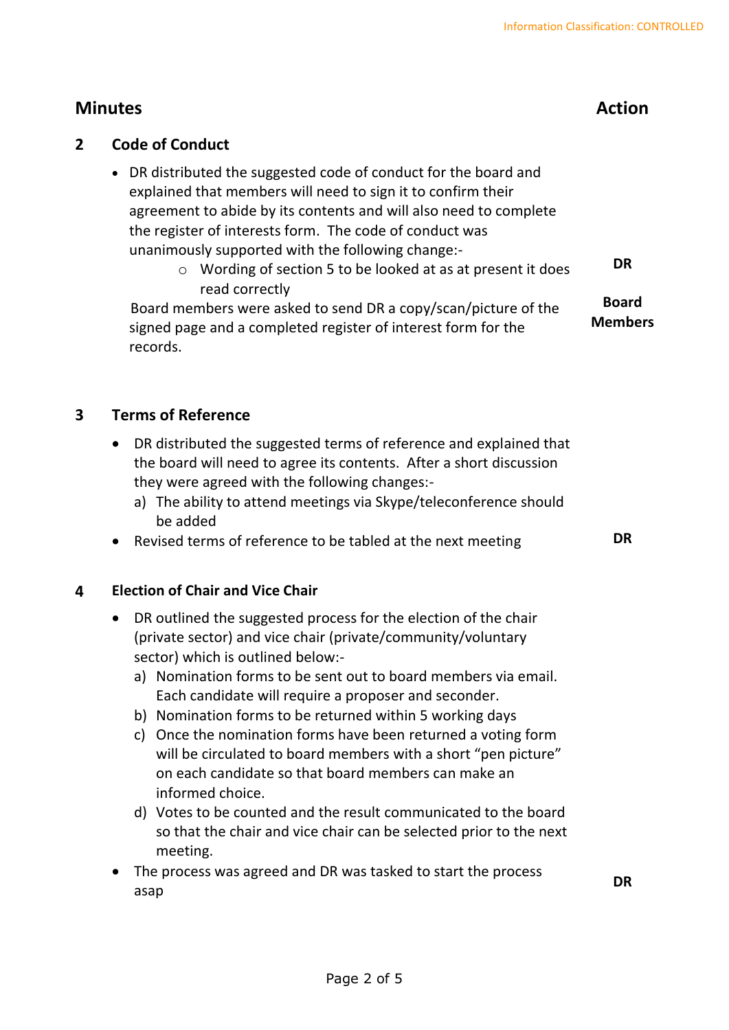Information Classification: CONTROLLED

## Minutes | Action

### 2 Code of Conduct

- DR distributed the suggested code of conduct for the board and explained that members will need to sign it to confirm their agreement to abide by its contents and will also need to complete the register of interests form. The code of conduct was unanimously supported with the following change:-
    - Wording of section 5 to be looked at as at present it does read correctly — **DR**

  Board members were asked to send DR a copy/scan/picture of the signed page and a completed register of interest form for the records. — **Board Members**

### 3 Terms of Reference

- DR distributed the suggested terms of reference and explained that the board will need to agree its contents. After a short discussion they were agreed with the following changes:-
  a) The ability to attend meetings via Skype/teleconference should be added
- Revised terms of reference to be tabled at the next meeting — **DR**

### 4 Election of Chair and Vice Chair

- DR outlined the suggested process for the election of the chair (private sector) and vice chair (private/community/voluntary sector) which is outlined below:-
  a) Nomination forms to be sent out to board members via email. Each candidate will require a proposer and seconder.
  b) Nomination forms to be returned within 5 working days
  c) Once the nomination forms have been returned a voting form will be circulated to board members with a short "pen picture" on each candidate so that board members can make an informed choice.
  d) Votes to be counted and the result communicated to the board so that the chair and vice chair can be selected prior to the next meeting.
- The process was agreed and DR was tasked to start the process asap — **DR**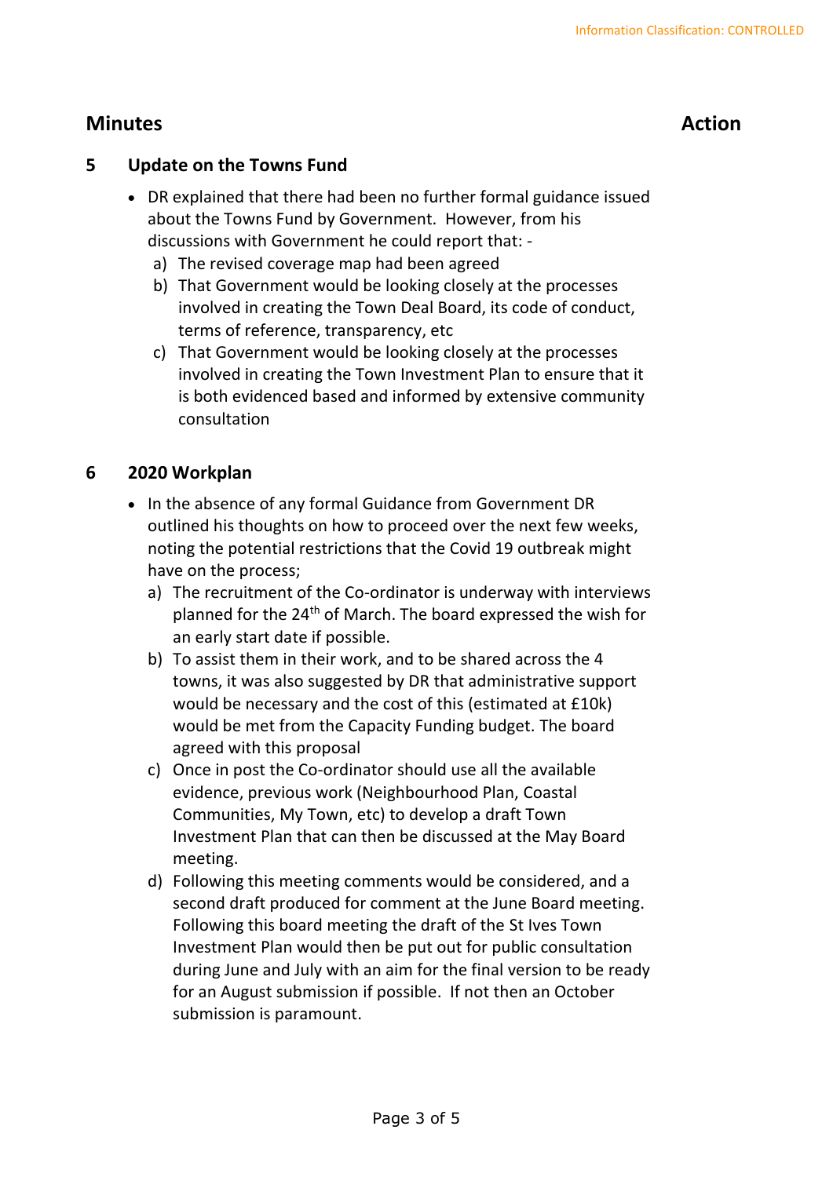## Minutes **Action**

### 5 Update on the Towns Fund

- DR explained that there had been no further formal guidance issued about the Towns Fund by Government. However, from his discussions with Government he could report that: -
  a) The revised coverage map had been agreed
  b) That Government would be looking closely at the processes involved in creating the Town Deal Board, its code of conduct, terms of reference, transparency, etc
  c) That Government would be looking closely at the processes involved in creating the Town Investment Plan to ensure that it is both evidenced based and informed by extensive community consultation

### 6 2020 Workplan

- In the absence of any formal Guidance from Government DR outlined his thoughts on how to proceed over the next few weeks, noting the potential restrictions that the Covid 19 outbreak might have on the process;
  a) The recruitment of the Co-ordinator is underway with interviews planned for the 24th of March. The board expressed the wish for an early start date if possible.
  b) To assist them in their work, and to be shared across the 4 towns, it was also suggested by DR that administrative support would be necessary and the cost of this (estimated at £10k) would be met from the Capacity Funding budget. The board agreed with this proposal
  c) Once in post the Co-ordinator should use all the available evidence, previous work (Neighbourhood Plan, Coastal Communities, My Town, etc) to develop a draft Town Investment Plan that can then be discussed at the May Board meeting.
  d) Following this meeting comments would be considered, and a second draft produced for comment at the June Board meeting. Following this board meeting the draft of the St Ives Town Investment Plan would then be put out for public consultation during June and July with an aim for the final version to be ready for an August submission if possible. If not then an October submission is paramount.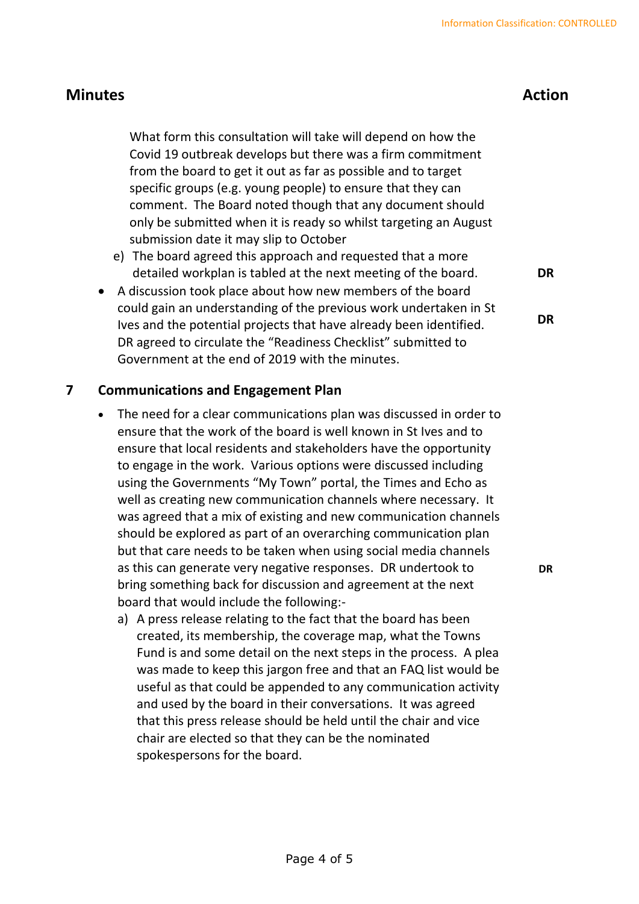## Minutes | Action

What form this consultation will take will depend on how the Covid 19 outbreak develops but there was a firm commitment from the board to get it out as far as possible and to target specific groups (e.g. young people) to ensure that they can comment. The Board noted though that any document should only be submitted when it is ready so whilst targeting an August submission date it may slip to October

e) The board agreed this approach and requested that a more detailed workplan is tabled at the next meeting of the board. **DR**

- A discussion took place about how new members of the board could gain an understanding of the previous work undertaken in St Ives and the potential projects that have already been identified. DR agreed to circulate the "Readiness Checklist" submitted to Government at the end of 2019 with the minutes. **DR**

## 7 Communications and Engagement Plan

- The need for a clear communications plan was discussed in order to ensure that the work of the board is well known in St Ives and to ensure that local residents and stakeholders have the opportunity to engage in the work. Various options were discussed including using the Governments "My Town" portal, the Times and Echo as well as creating new communication channels where necessary. It was agreed that a mix of existing and new communication channels should be explored as part of an overarching communication plan but that care needs to be taken when using social media channels as this can generate very negative responses. DR undertook to bring something back for discussion and agreement at the next board that would include the following:- **DR**
  a) A press release relating to the fact that the board has been created, its membership, the coverage map, what the Towns Fund is and some detail on the next steps in the process. A plea was made to keep this jargon free and that an FAQ list would be useful as that could be appended to any communication activity and used by the board in their conversations. It was agreed that this press release should be held until the chair and vice chair are elected so that they can be the nominated spokespersons for the board.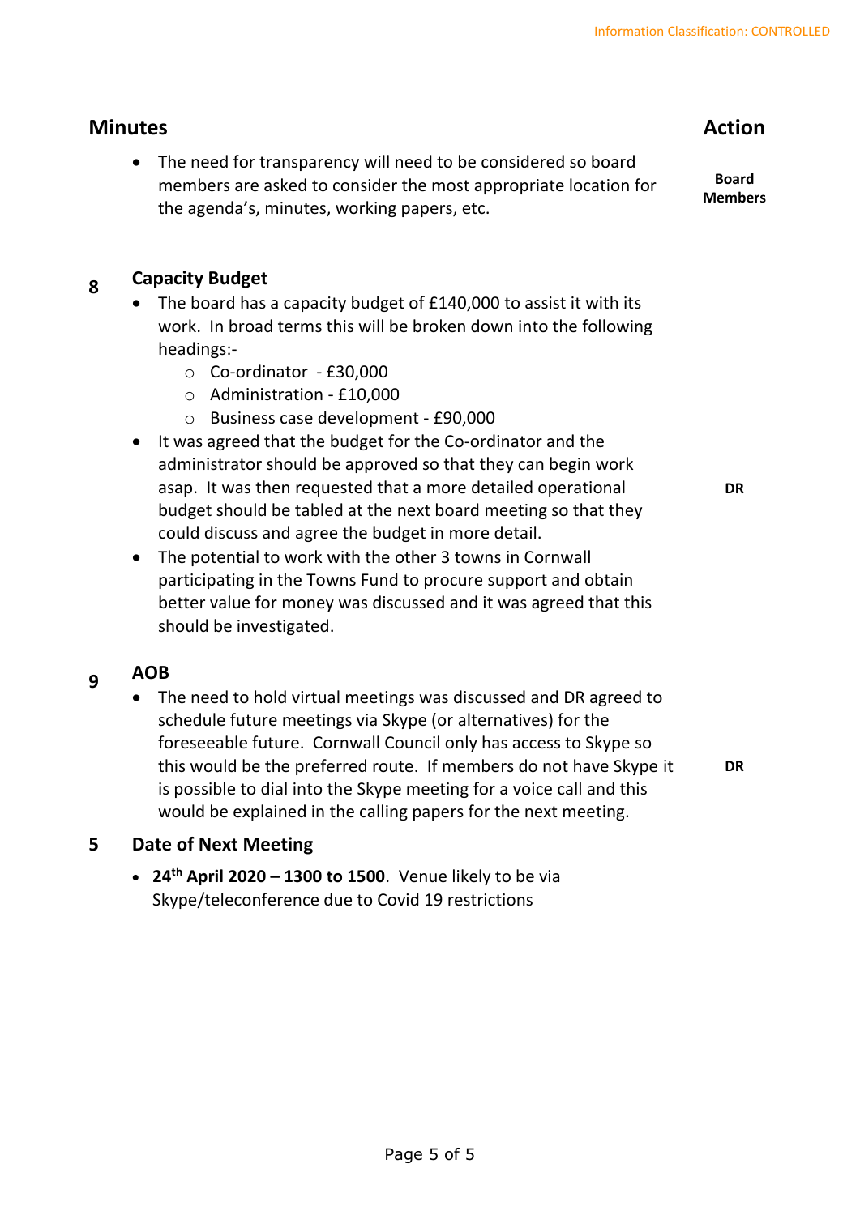Information Classification: CONTROLLED

| Minutes | | Action |
|---|---|---|
| | • The need for transparency will need to be considered so board members are asked to consider the most appropriate location for the agenda's, minutes, working papers, etc. | **Board Members** |
| **8** | **Capacity Budget** | |
| | • The board has a capacity budget of £140,000 to assist it with its work. In broad terms this will be broken down into the following headings:-<br>○ Co-ordinator - £30,000<br>○ Administration - £10,000<br>○ Business case development - £90,000 | |
| | • It was agreed that the budget for the Co-ordinator and the administrator should be approved so that they can begin work asap. It was then requested that a more detailed operational budget should be tabled at the next board meeting so that they could discuss and agree the budget in more detail. | **DR** |
| | • The potential to work with the other 3 towns in Cornwall participating in the Towns Fund to procure support and obtain better value for money was discussed and it was agreed that this should be investigated. | |
| **9** | **AOB** | |
| | • The need to hold virtual meetings was discussed and DR agreed to schedule future meetings via Skype (or alternatives) for the foreseeable future. Cornwall Council only has access to Skype so this would be the preferred route. If members do not have Skype it is possible to dial into the Skype meeting for a voice call and this would be explained in the calling papers for the next meeting. | **DR** |
| **5** | **Date of Next Meeting** | |
| | • **24th April 2020 – 1300 to 1500**. Venue likely to be via Skype/teleconference due to Covid 19 restrictions | |